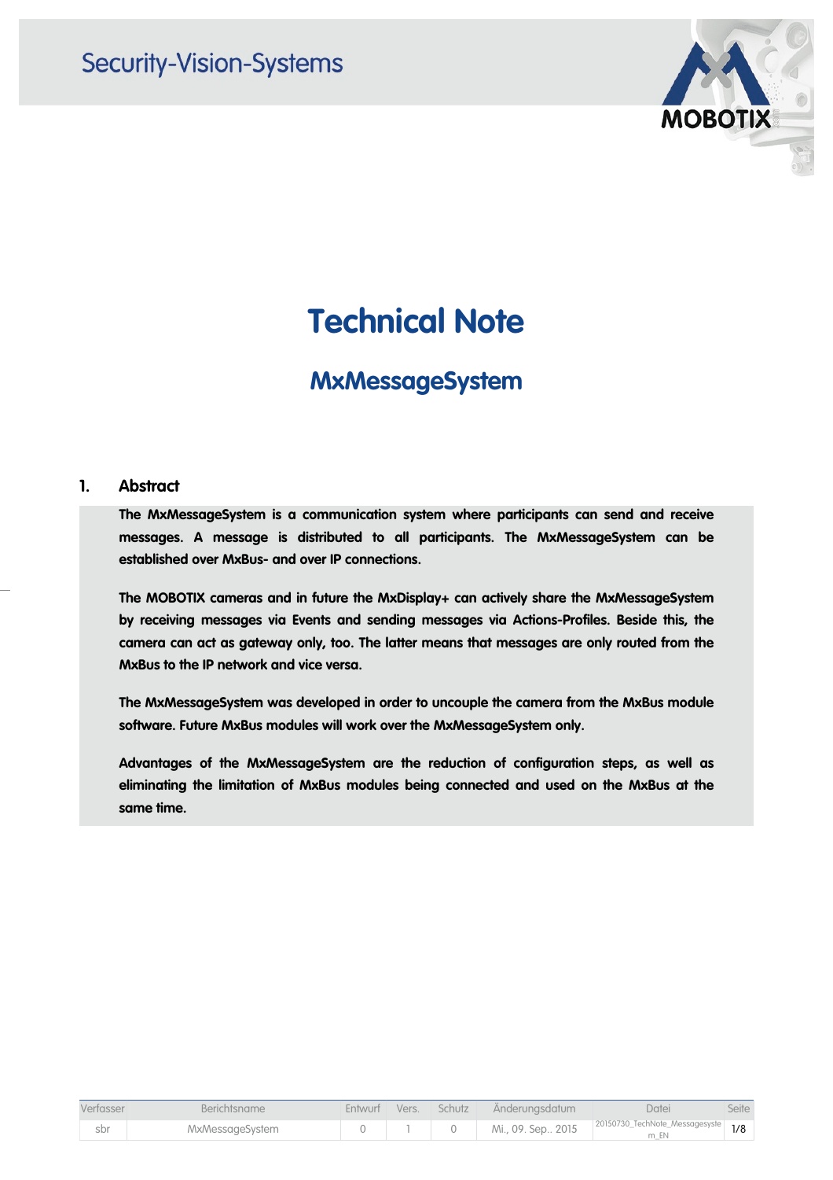# Technical Note

## MxMessageSystem

### 1. Abstract

**The MxMessageSystem is a communication system where participants can send and receive messages. A message is distributed to all participants. The MxMessageSystem can be established over MxBus- and over IP connections.**

**The MOBOTIX cameras and in future the MxDisplay+ can actively share the MxMessageSystem by receiving messages via Events and sending messages via Actions-Profiles. Beside this, the camera can act as gateway only, too. The latter means that messages are only routed from the MxBus to the IP network and vice versa.**

**The MxMessageSystem was developed in order to uncouple the camera from the MxBus module software. Future MxBus modules will work over the MxMessageSystem only.**

**Advantages of the MxMessageSystem are the reduction of configuration steps, as well as eliminating the limitation of MxBus modules being connected and used on the MxBus at the same time.**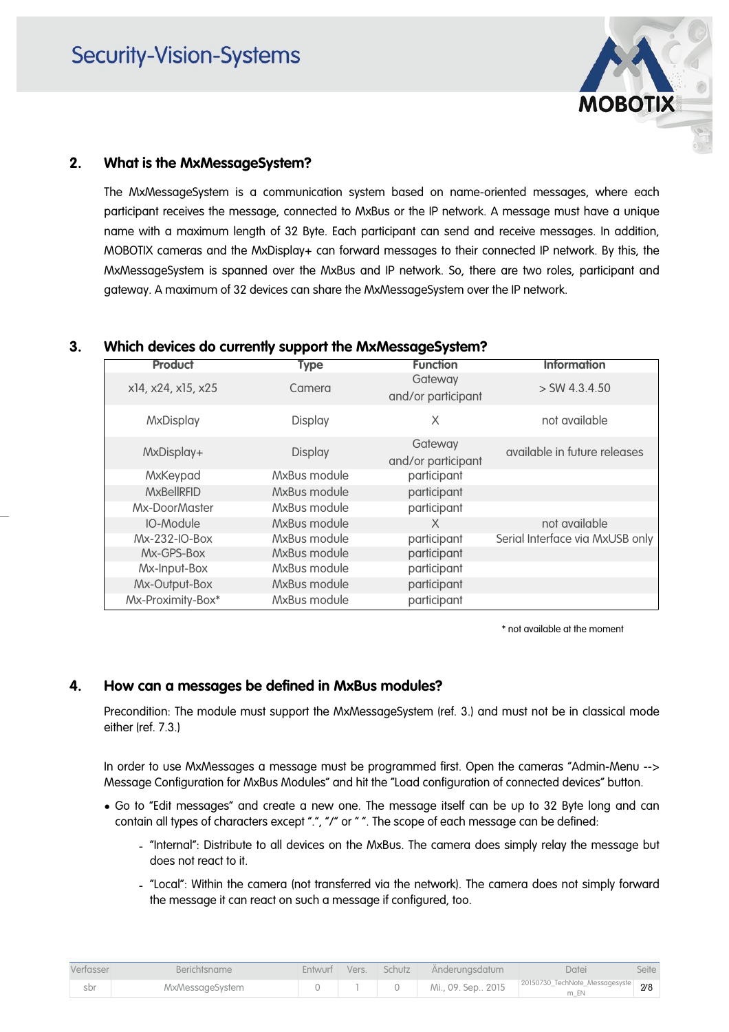## 2. What is the MxMessageSystem?

The MxMessageSystem is a communication system based on name-oriented messages, where each participant receives the message, connected to MxBus or the IP network. A message must have a unique name with a maximum length of 32 Byte. Each participant can send and receive messages. In addition, MOBOTIX cameras and the MxDisplay+ can forward messages to their connected IP network. By this, the MxMessageSystem is spanned over the MxBus and IP network. So, there are two roles, participant and gateway. A maximum of 32 devices can share the MxMessageSystem over the IP network.

## 3. Which devices do currently support the MxMessageSystem?

| Product | Type | Function | Information |
|---|---|---|---|
| x14, x24, x15, x25 | Camera | Gateway and/or participant | > SW 4.3.4.50 |
| MxDisplay | Display | X | not available |
| MxDisplay+ | Display | Gateway and/or participant | available in future releases |
| MxKeypad | MxBus module | participant | |
| MxBellRFID | MxBus module | participant | |
| Mx-DoorMaster | MxBus module | participant | |
| IO-Module | MxBus module | X | not available |
| Mx-232-IO-Box | MxBus module | participant | Serial Interface via MxUSB only |
| Mx-GPS-Box | MxBus module | participant | |
| Mx-Input-Box | MxBus module | participant | |
| Mx-Output-Box | MxBus module | participant | |
| Mx-Proximity-Box* | MxBus module | participant | |

\* not available at the moment

## 4. How can a messages be defined in MxBus modules?

Precondition: The module must support the MxMessageSystem (ref. 3.) and must not be in classical mode either (ref. 7.3.)

In order to use MxMessages a message must be programmed first. Open the cameras "Admin-Menu --> Message Configuration for MxBus Modules" and hit the "Load configuration of connected devices" button.

- Go to "Edit messages" and create a new one. The message itself can be up to 32 Byte long and can contain all types of characters except ".", "/" or " ". The scope of each message can be defined:
  - "Internal": Distribute to all devices on the MxBus. The camera does simply relay the message but does not react to it.
  - "Local": Within the camera (not transferred via the network). The camera does not simply forward the message it can react on such a message if configured, too.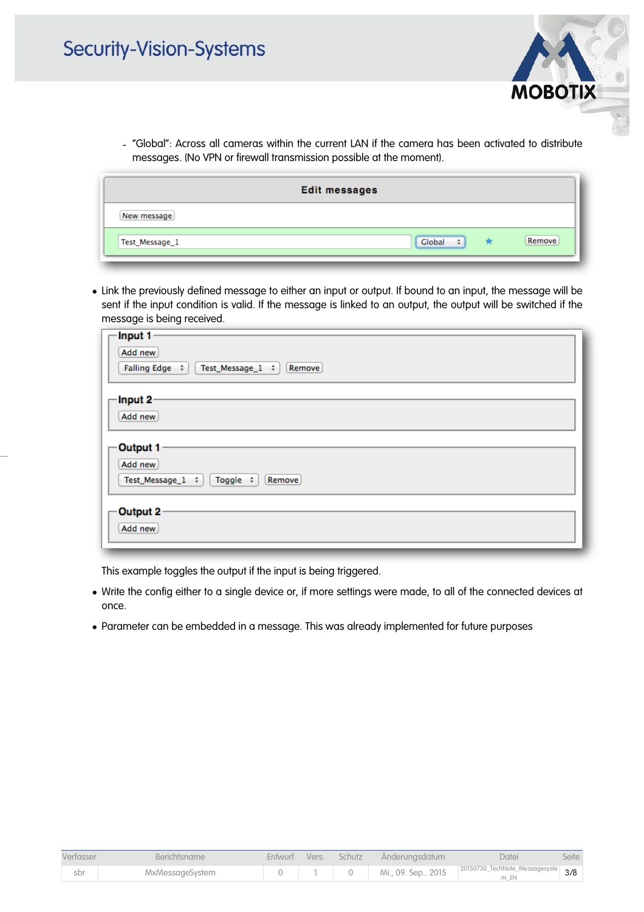- "Global": Across all cameras within the current LAN if the camera has been activated to distribute messages. (No VPN or firewall transmission possible at the moment).

- Link the previously defined message to either an input or output. If bound to an input, the message will be sent if the input condition is valid. If the message is linked to an output, the output will be switched if the message is being received.

This example toggles the output if the input is being triggered.

- Write the config either to a single device or, if more settings were made, to all of the connected devices at once.
- Parameter can be embedded in a message. This was already implemented for future purposes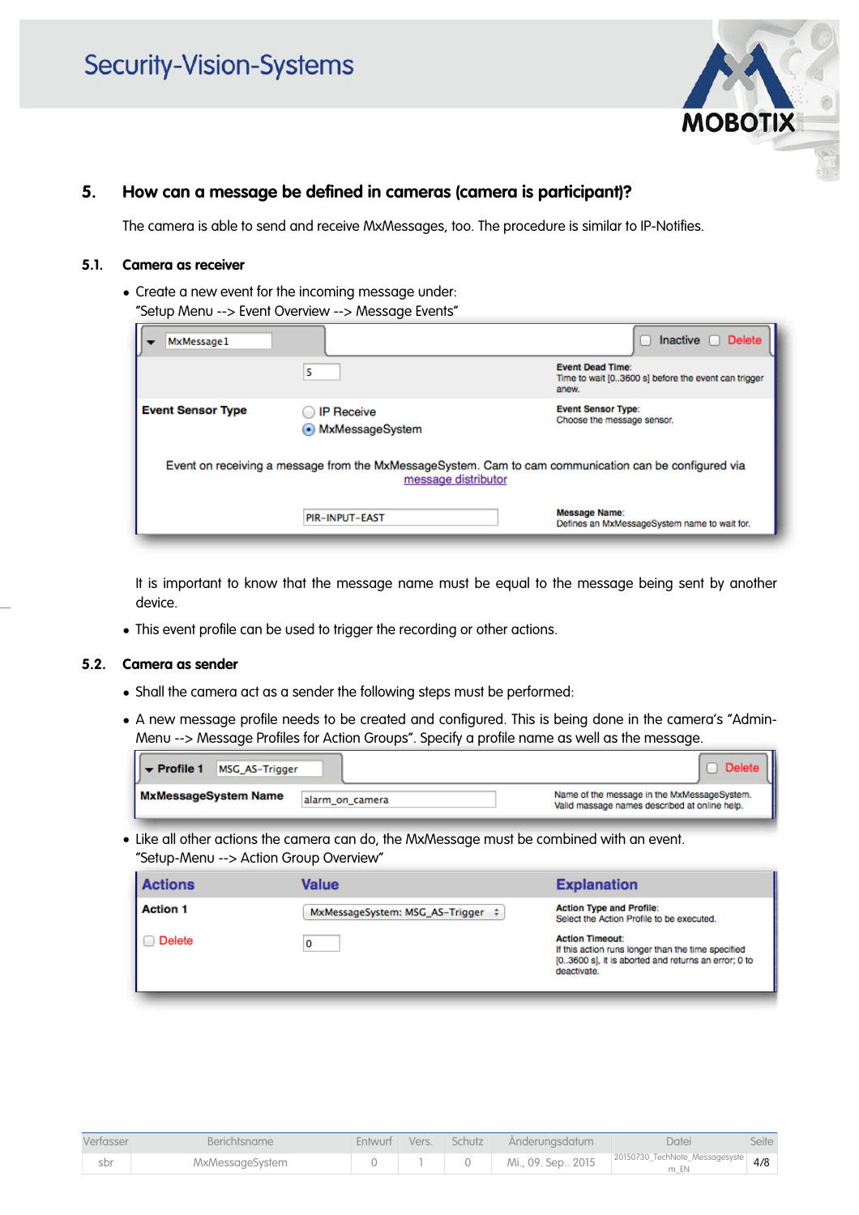## 5. How can a message be defined in cameras (camera is participant)?

The camera is able to send and receive MxMessages, too. The procedure is similar to IP-Notifies.

### 5.1. Camera as receiver

- Create a new event for the incoming message under:
  "Setup Menu --> Event Overview --> Message Events"

| MxMessage1 | | Inactive Delete |
|---|---|---|
| | 5 | **Event Dead Time:** Time to wait [0..3600 s] before the event can trigger anew. |
| **Event Sensor Type** | IP Receive / MxMessageSystem | **Event Sensor Type:** Choose the message sensor. |
| Event on receiving a message from the MxMessageSystem. Cam to cam communication can be configured via message distributor | | |
| | PIR-INPUT-EAST | **Message Name:** Defines an MxMessageSystem name to wait for. |

It is important to know that the message name must be equal to the message being sent by another device.

- This event profile can be used to trigger the recording or other actions.

### 5.2. Camera as sender

- Shall the camera act as a sender the following steps must be performed:
- A new message profile needs to be created and configured. This is being done in the camera's "Admin-Menu --> Message Profiles for Action Groups". Specify a profile name as well as the message.

| Profile 1 MSG_AS-Trigger | | Delete |
|---|---|---|
| **MxMessageSystem Name** | alarm_on_camera | Name of the message in the MxMessageSystem. Valid massage names described at online help. |

- Like all other actions the camera can do, the MxMessage must be combined with an event.
  "Setup-Menu --> Action Group Overview"

| Actions | Value | Explanation |
|---|---|---|
| **Action 1** | MxMessageSystem: MSG_AS-Trigger | **Action Type and Profile:** Select the Action Profile to be executed. |
| Delete | 0 | **Action Timeout:** If this action runs longer than the time specified [0..3600 s], it is aborted and returns an error; 0 to deactivate. |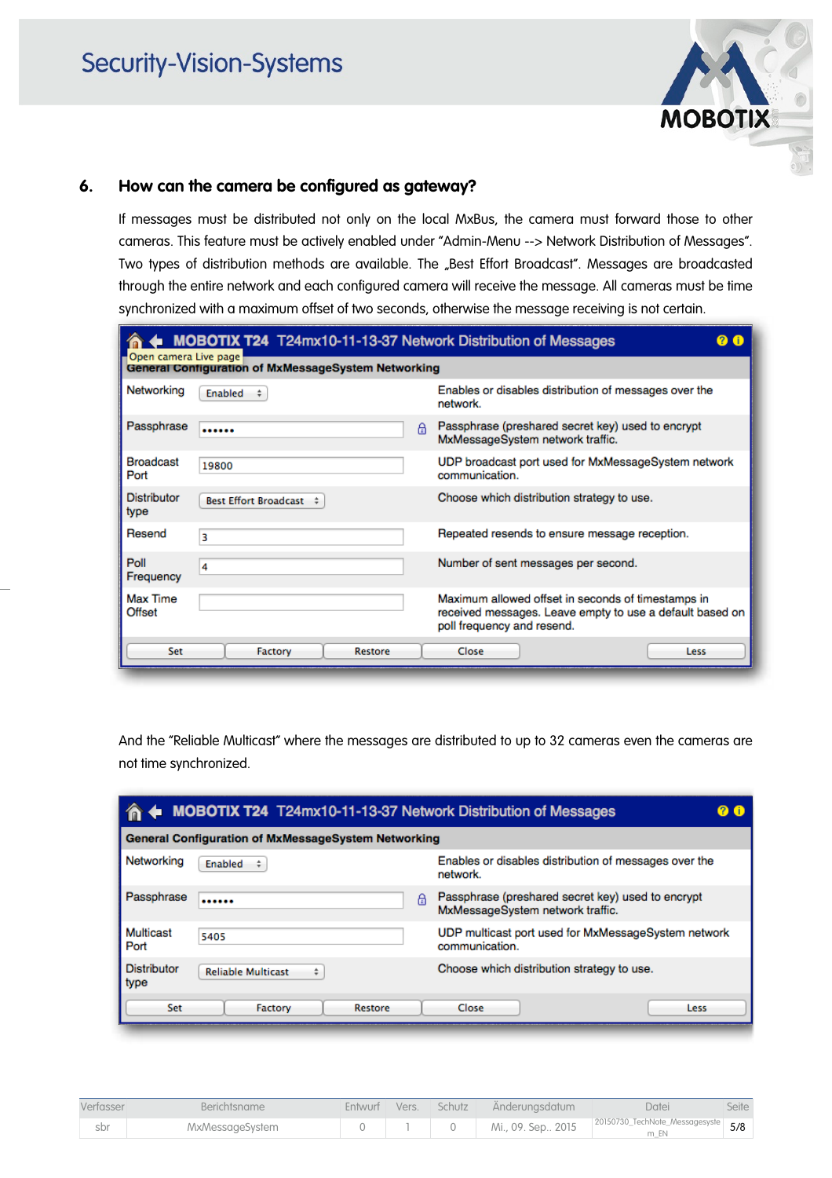## 6. How can the camera be configured as gateway?

If messages must be distributed not only on the local MxBus, the camera must forward those to other cameras. This feature must be actively enabled under "Admin-Menu --> Network Distribution of Messages". Two types of distribution methods are available. The „Best Effort Broadcast". Messages are broadcasted through the entire network and each configured camera will receive the message. All cameras must be time synchronized with a maximum offset of two seconds, otherwise the message receiving is not certain.

**MOBOTIX T24 T24mx10-11-13-37 Network Distribution of Messages**

**General Configuration of MxMessageSystem Networking**

| Setting | Value | Description |
|---|---|---|
| Networking | Enabled | Enables or disables distribution of messages over the network. |
| Passphrase | •••••• | Passphrase (preshared secret key) used to encrypt MxMessageSystem network traffic. |
| Broadcast Port | 19800 | UDP broadcast port used for MxMessageSystem network communication. |
| Distributor type | Best Effort Broadcast | Choose which distribution strategy to use. |
| Resend | 3 | Repeated resends to ensure message reception. |
| Poll Frequency | 4 | Number of sent messages per second. |
| Max Time Offset | | Maximum allowed offset in seconds of timestamps in received messages. Leave empty to use a default based on poll frequency and resend. |

Set | Factory | Restore | Close | Less

And the "Reliable Multicast" where the messages are distributed to up to 32 cameras even the cameras are not time synchronized.

**MOBOTIX T24 T24mx10-11-13-37 Network Distribution of Messages**

**General Configuration of MxMessageSystem Networking**

| Setting | Value | Description |
|---|---|---|
| Networking | Enabled | Enables or disables distribution of messages over the network. |
| Passphrase | •••••• | Passphrase (preshared secret key) used to encrypt MxMessageSystem network traffic. |
| Multicast Port | 5405 | UDP multicast port used for MxMessageSystem network communication. |
| Distributor type | Reliable Multicast | Choose which distribution strategy to use. |

Set | Factory | Restore | Close | Less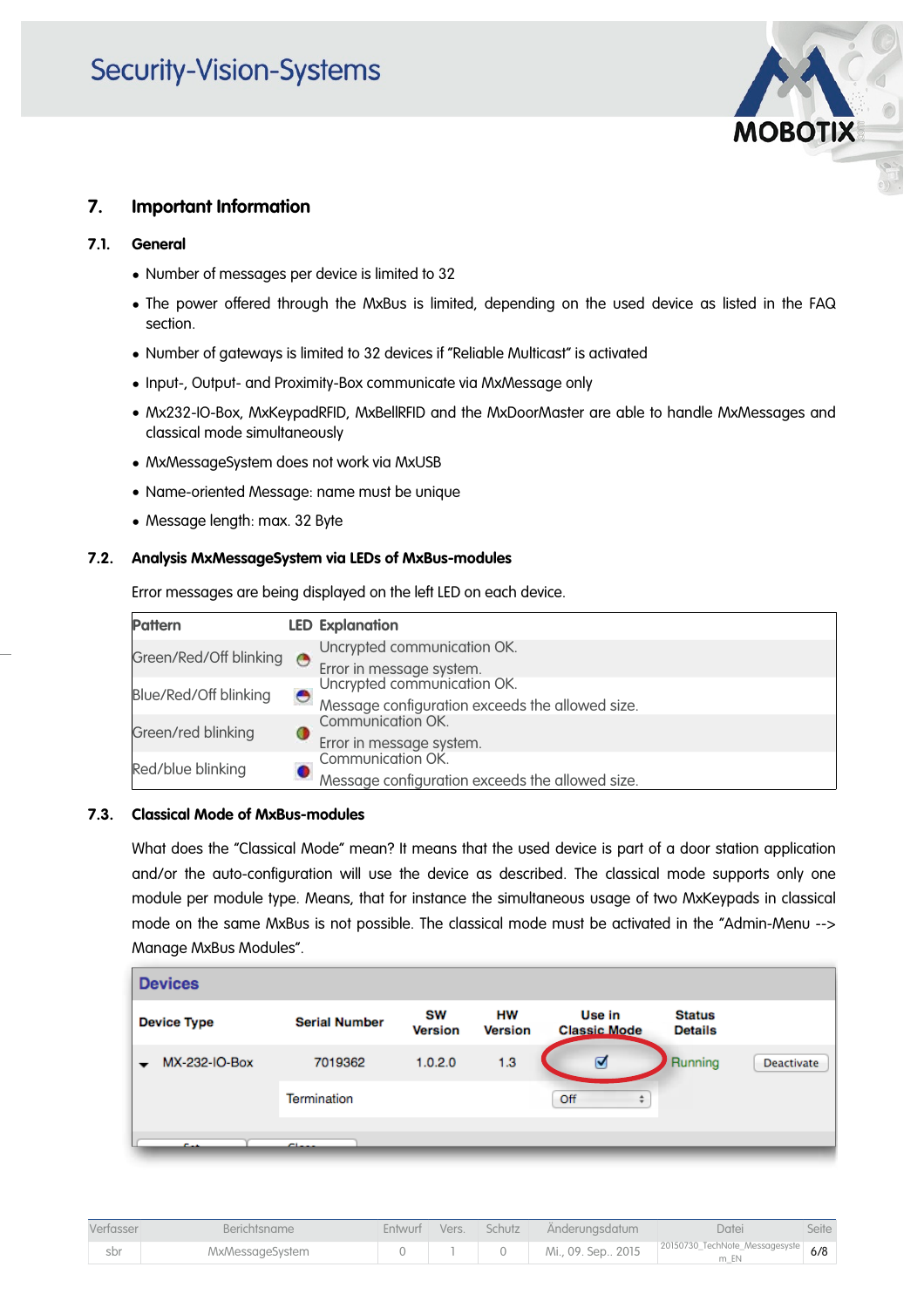## 7. Important Information

### 7.1. General

- Number of messages per device is limited to 32
- The power offered through the MxBus is limited, depending on the used device as listed in the FAQ section.
- Number of gateways is limited to 32 devices if "Reliable Multicast" is activated
- Input-, Output- and Proximity-Box communicate via MxMessage only
- Mx232-IO-Box, MxKeypadRFID, MxBellRFID and the MxDoorMaster are able to handle MxMessages and classical mode simultaneously
- MxMessageSystem does not work via MxUSB
- Name-oriented Message: name must be unique
- Message length: max. 32 Byte

### 7.2. Analysis MxMessageSystem via LEDs of MxBus-modules

Error messages are being displayed on the left LED on each device.

| Pattern | LED | Explanation |
|---|---|---|
| Green/Red/Off blinking | | Uncrypted communication OK.<br>Error in message system. |
| Blue/Red/Off blinking | | Uncrypted communication OK.<br>Message configuration exceeds the allowed size. |
| Green/red blinking | | Communication OK.<br>Error in message system. |
| Red/blue blinking | | Communication OK.<br>Message configuration exceeds the allowed size. |

### 7.3. Classical Mode of MxBus-modules

What does the "Classical Mode" mean? It means that the used device is part of a door station application and/or the auto-configuration will use the device as described. The classical mode supports only one module per module type. Means, that for instance the simultaneous usage of two MxKeypads in classical mode on the same MxBus is not possible. The classical mode must be activated in the "Admin-Menu --> Manage MxBus Modules".

**Devices**

| Device Type | Serial Number | SW Version | HW Version | Use in Classic Mode | Status Details | |
|---|---|---|---|---|---|---|
| MX-232-IO-Box | 7019362 | 1.0.2.0 | 1.3 | ☑ | Running | Deactivate |
| | Termination | | | Off | | |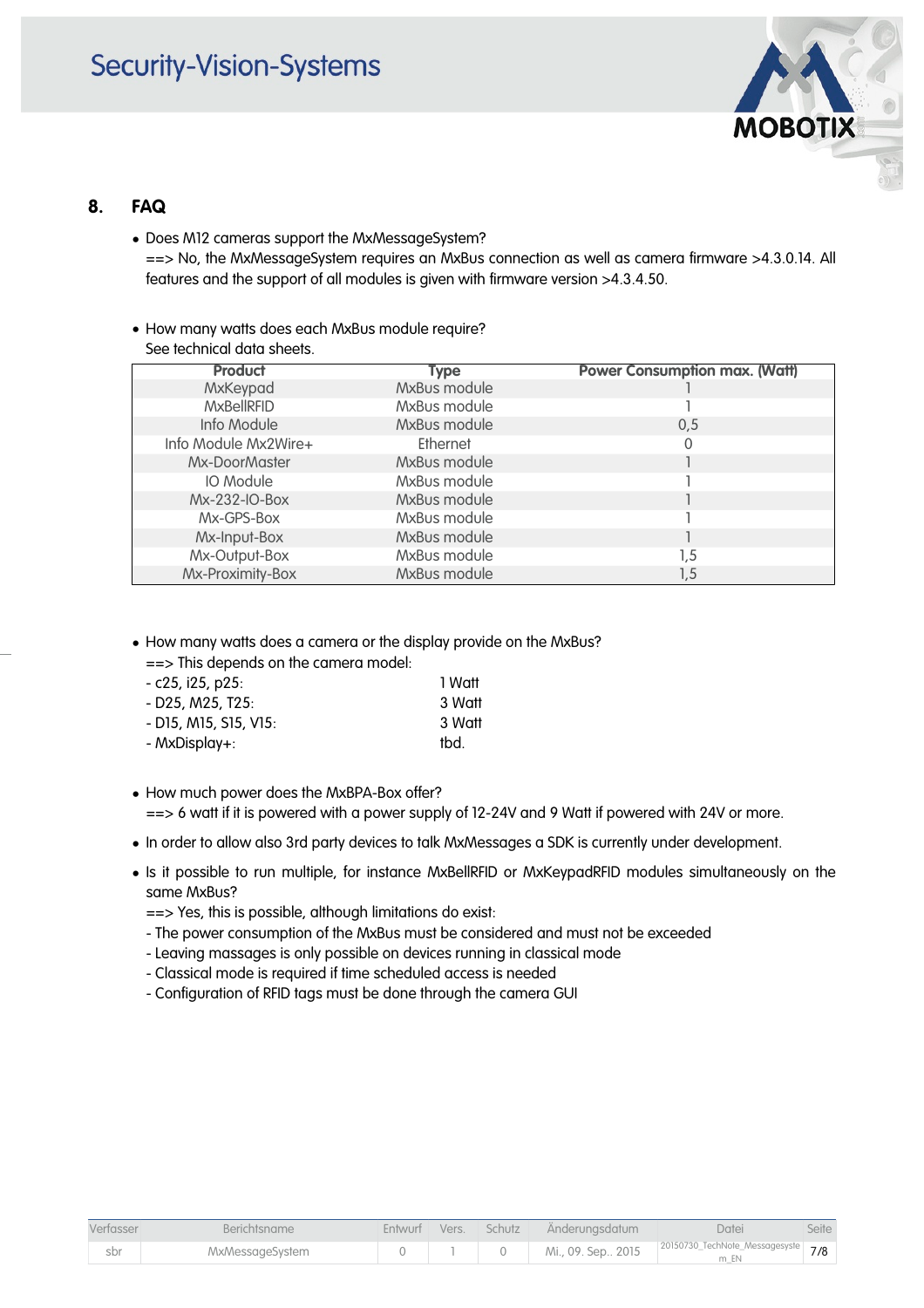## 8. FAQ

- Does M12 cameras support the MxMessageSystem?
  ==> No, the MxMessageSystem requires an MxBus connection as well as camera firmware >4.3.0.14. All features and the support of all modules is given with firmware version >4.3.4.50.

- How many watts does each MxBus module require?
  See technical data sheets.

| Product | Type | Power Consumption max. (Watt) |
|---|---|---|
| MxKeypad | MxBus module | 1 |
| MxBellRFID | MxBus module | 1 |
| Info Module | MxBus module | 0,5 |
| Info Module Mx2Wire+ | Ethernet | 0 |
| Mx-DoorMaster | MxBus module | 1 |
| IO Module | MxBus module | 1 |
| Mx-232-IO-Box | MxBus module | 1 |
| Mx-GPS-Box | MxBus module | 1 |
| Mx-Input-Box | MxBus module | 1 |
| Mx-Output-Box | MxBus module | 1,5 |
| Mx-Proximity-Box | MxBus module | 1,5 |

- How many watts does a camera or the display provide on the MxBus?
  ==> This depends on the camera model:
  - c25, i25, p25: 1 Watt
  - D25, M25, T25: 3 Watt
  - D15, M15, S15, V15: 3 Watt
  - MxDisplay+: tbd.

- How much power does the MxBPA-Box offer?
  ==> 6 watt if it is powered with a power supply of 12-24V and 9 Watt if powered with 24V or more.

- In order to allow also 3rd party devices to talk MxMessages a SDK is currently under development.

- Is it possible to run multiple, for instance MxBellRFID or MxKeypadRFID modules simultaneously on the same MxBus?
  ==> Yes, this is possible, although limitations do exist:
  - The power consumption of the MxBus must be considered and must not be exceeded
  - Leaving massages is only possible on devices running in classical mode
  - Classical mode is required if time scheduled access is needed
  - Configuration of RFID tags must be done through the camera GUI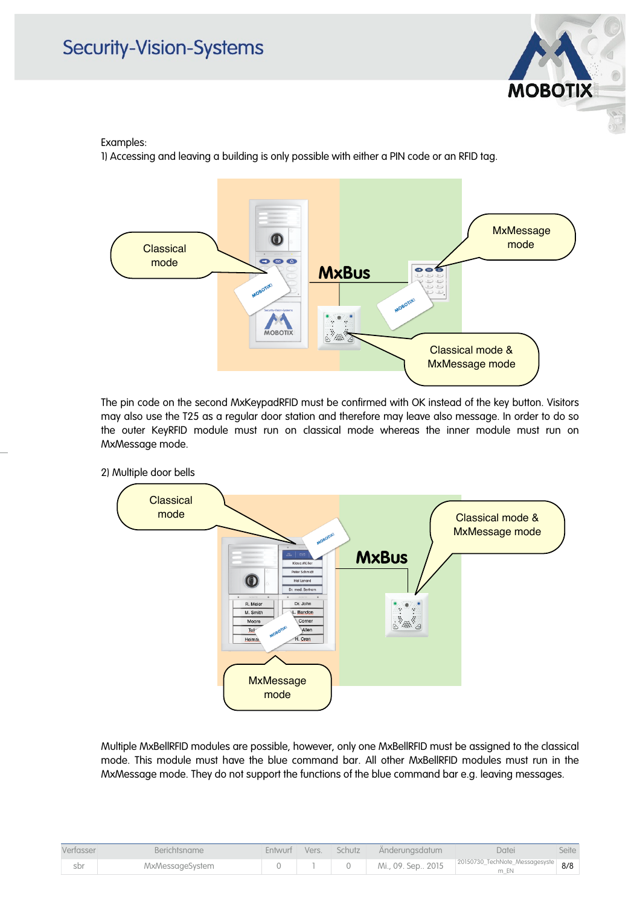Examples:
1) Accessing and leaving a building is only possible with either a PIN code or an RFID tag.

Classical mode

MxMessage mode

MxBus

Classical mode & MxMessage mode

The pin code on the second MxKeypadRFID must be confirmed with OK instead of the key button. Visitors may also use the T25 as a regular door station and therefore may leave also message. In order to do so the outer KeyRFID module must run on classical mode whereas the inner module must run on MxMessage mode.

2) Multiple door bells

Classical mode

Classical mode & MxMessage mode

MxBus

MxMessage mode

Multiple MxBellRFID modules are possible, however, only one MxBellRFID must be assigned to the classical mode. This module must have the blue command bar. All other MxBellRFID modules must run in the MxMessage mode. They do not support the functions of the blue command bar e.g. leaving messages.